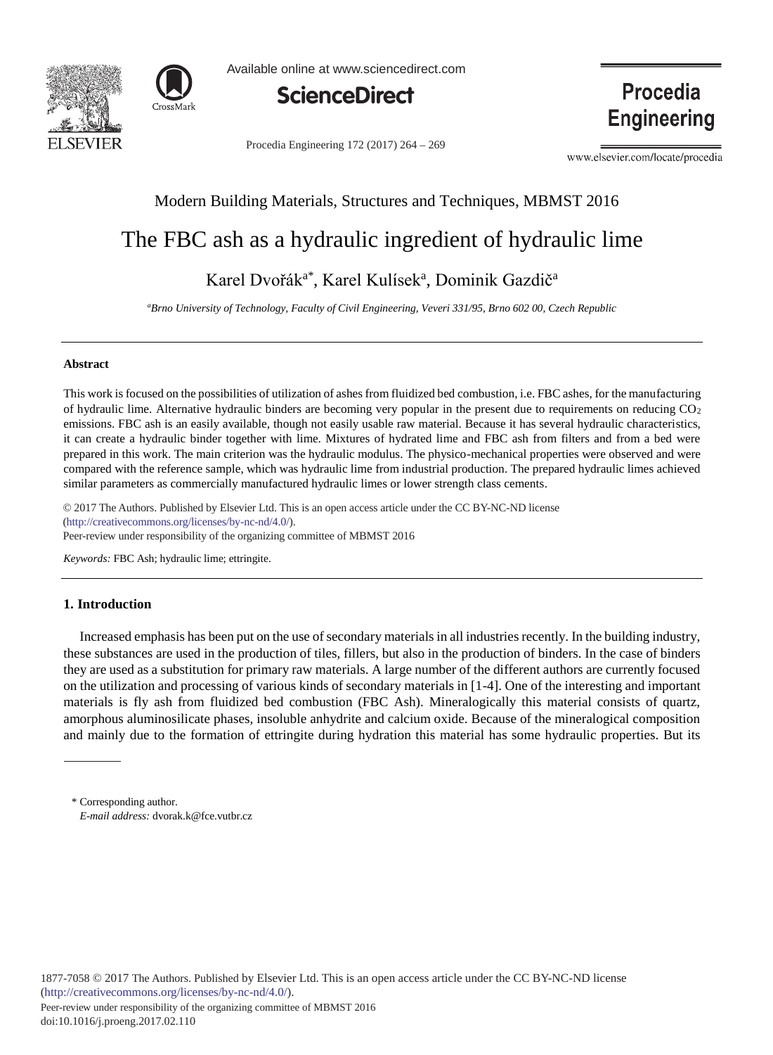Modern Building Materials, Structures and Techniques, MBMST 2016

# The FBC ash as a hydraulic ingredient of hydraulic lime

Karel Dvořák[a*], Karel Kulísek[a], Dominik Gazdič[a]

[a] *Brno University of Technology, Faculty of Civil Engineering, Veveri 331/95, Brno 602 00, Czech Republic*

---

### Abstract

This work is focused on the possibilities of utilization of ashes from fluidized bed combustion, i.e. FBC ashes, for the manufacturing of hydraulic lime. Alternative hydraulic binders are becoming very popular in the present due to requirements on reducing $CO_2$ emissions. FBC ash is an easily available, though not easily usable raw material. Because it has several hydraulic characteristics, it can create a hydraulic binder together with lime. Mixtures of hydrated lime and FBC ash from filters and from a bed were prepared in this work. The main criterion was the hydraulic modulus. The physico-mechanical properties were observed and were compared with the reference sample, which was hydraulic lime from industrial production. The prepared hydraulic limes achieved similar parameters as commercially manufactured hydraulic limes or lower strength class cements.

© 2017 The Authors. Published by Elsevier Ltd. This is an open access article under the CC BY-NC-ND license (http://creativecommons.org/licenses/by-nc-nd/4.0/).
Peer-review under responsibility of the organizing committee of MBMST 2016

*Keywords:* FBC Ash; hydraulic lime; ettringite.

---

## 1. Introduction

Increased emphasis has been put on the use of secondary materials in all industries recently. In the building industry, these substances are used in the production of tiles, fillers, but also in the production of binders. In the case of binders they are used as a substitution for primary raw materials. A large number of the different authors are currently focused on the utilization and processing of various kinds of secondary materials in [1-4]. One of the interesting and important materials is fly ash from fluidized bed combustion (FBC Ash). Mineralogically this material consists of quartz, amorphous aluminosilicate phases, insoluble anhydrite and calcium oxide. Because of the mineralogical composition and mainly due to the formation of ettringite during hydration this material has some hydraulic properties. But its

\* Corresponding author.
*E-mail address:* dvorak.k@fce.vutbr.cz

1877-7058 © 2017 The Authors. Published by Elsevier Ltd. This is an open access article under the CC BY-NC-ND license (http://creativecommons.org/licenses/by-nc-nd/4.0/).
Peer-review under responsibility of the organizing committee of MBMST 2016
doi:10.1016/j.proeng.2017.02.110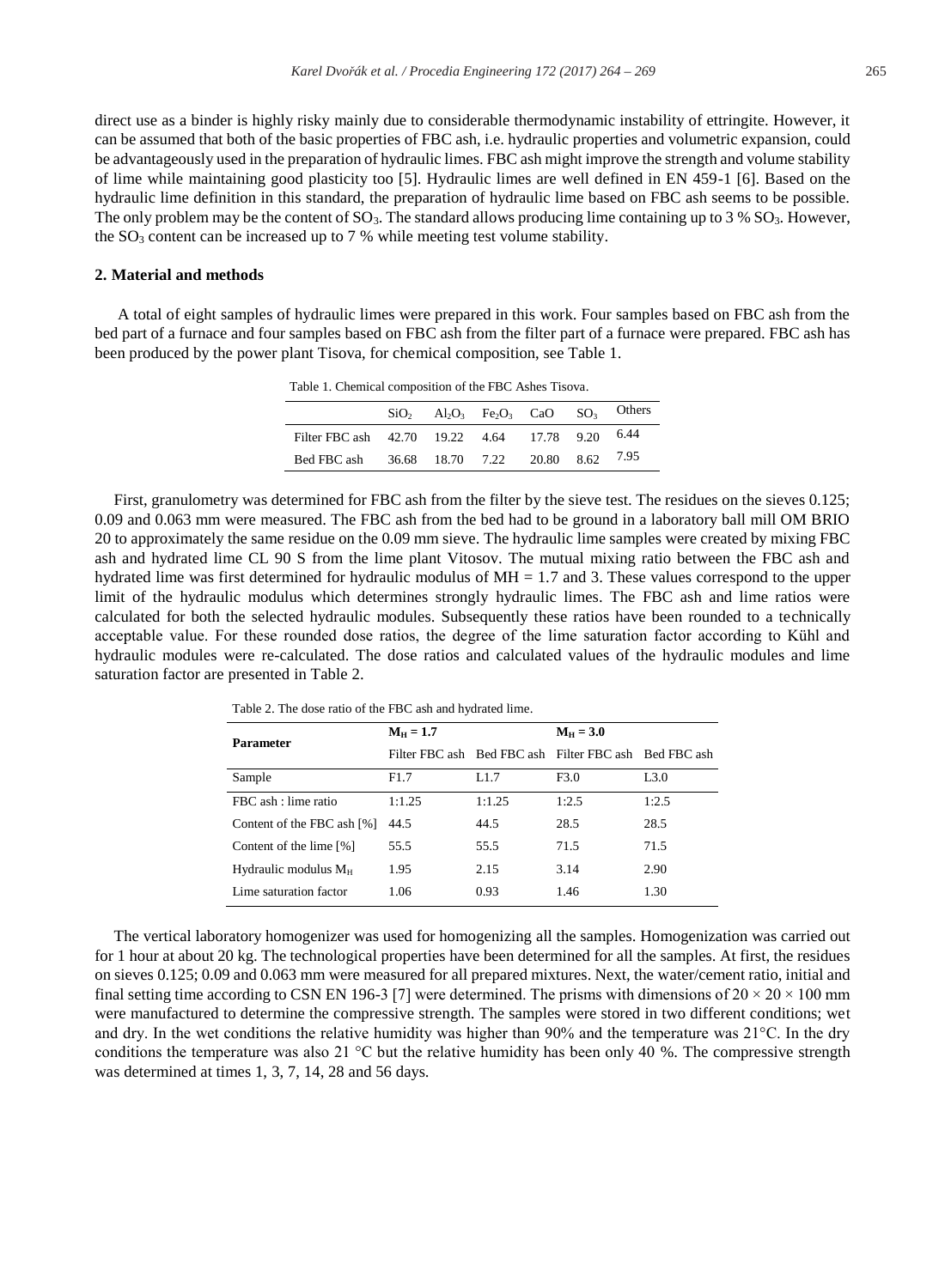direct use as a binder is highly risky mainly due to considerable thermodynamic instability of ettringite. However, it can be assumed that both of the basic properties of FBC ash, i.e. hydraulic properties and volumetric expansion, could be advantageously used in the preparation of hydraulic limes. FBC ash might improve the strength and volume stability of lime while maintaining good plasticity too [5]. Hydraulic limes are well defined in EN 459-1 [6]. Based on the hydraulic lime definition in this standard, the preparation of hydraulic lime based on FBC ash seems to be possible. The only problem may be the content of $SO_3$. The standard allows producing lime containing up to 3 % $SO_3$. However, the $SO_3$ content can be increased up to 7 % while meeting test volume stability.

## 2. Material and methods

A total of eight samples of hydraulic limes were prepared in this work. Four samples based on FBC ash from the bed part of a furnace and four samples based on FBC ash from the filter part of a furnace were prepared. FBC ash has been produced by the power plant Tisova, for chemical composition, see Table 1.

Table 1. Chemical composition of the FBC Ashes Tisova.

| | $SiO_2$ | $Al_2O_3$ | $Fe_2O_3$ | CaO | $SO_3$ | Others |
|---|---|---|---|---|---|---|
| Filter FBC ash | 42.70 | 19.22 | 4.64 | 17.78 | 9.20 | 6.44 |
| Bed FBC ash | 36.68 | 18.70 | 7.22 | 20.80 | 8.62 | 7.95 |

First, granulometry was determined for FBC ash from the filter by the sieve test. The residues on the sieves 0.125; 0.09 and 0.063 mm were measured. The FBC ash from the bed had to be ground in a laboratory ball mill OM BRIO 20 to approximately the same residue on the 0.09 mm sieve. The hydraulic lime samples were created by mixing FBC ash and hydrated lime CL 90 S from the lime plant Vitosov. The mutual mixing ratio between the FBC ash and hydrated lime was first determined for hydraulic modulus of MH = 1.7 and 3. These values correspond to the upper limit of the hydraulic modulus which determines strongly hydraulic limes. The FBC ash and lime ratios were calculated for both the selected hydraulic modules. Subsequently these ratios have been rounded to a technically acceptable value. For these rounded dose ratios, the degree of the lime saturation factor according to Kühl and hydraulic modules were re-calculated. The dose ratios and calculated values of the hydraulic modules and lime saturation factor are presented in Table 2.

Table 2. The dose ratio of the FBC ash and hydrated lime.

| Parameter | $M_H = 1.7$ | | $M_H = 3.0$ | |
|---|---|---|---|---|
| | Filter FBC ash | Bed FBC ash | Filter FBC ash | Bed FBC ash |
| Sample | F1.7 | L1.7 | F3.0 | L3.0 |
| FBC ash : lime ratio | 1:1.25 | 1:1.25 | 1:2.5 | 1:2.5 |
| Content of the FBC ash [%] | 44.5 | 44.5 | 28.5 | 28.5 |
| Content of the lime [%] | 55.5 | 55.5 | 71.5 | 71.5 |
| Hydraulic modulus $M_H$ | 1.95 | 2.15 | 3.14 | 2.90 |
| Lime saturation factor | 1.06 | 0.93 | 1.46 | 1.30 |

The vertical laboratory homogenizer was used for homogenizing all the samples. Homogenization was carried out for 1 hour at about 20 kg. The technological properties have been determined for all the samples. At first, the residues on sieves 0.125; 0.09 and 0.063 mm were measured for all prepared mixtures. Next, the water/cement ratio, initial and final setting time according to CSN EN 196-3 [7] were determined. The prisms with dimensions of $20 \times 20 \times 100$ mm were manufactured to determine the compressive strength. The samples were stored in two different conditions; wet and dry. In the wet conditions the relative humidity was higher than 90% and the temperature was 21°C. In the dry conditions the temperature was also 21 °C but the relative humidity has been only 40 %. The compressive strength was determined at times 1, 3, 7, 14, 28 and 56 days.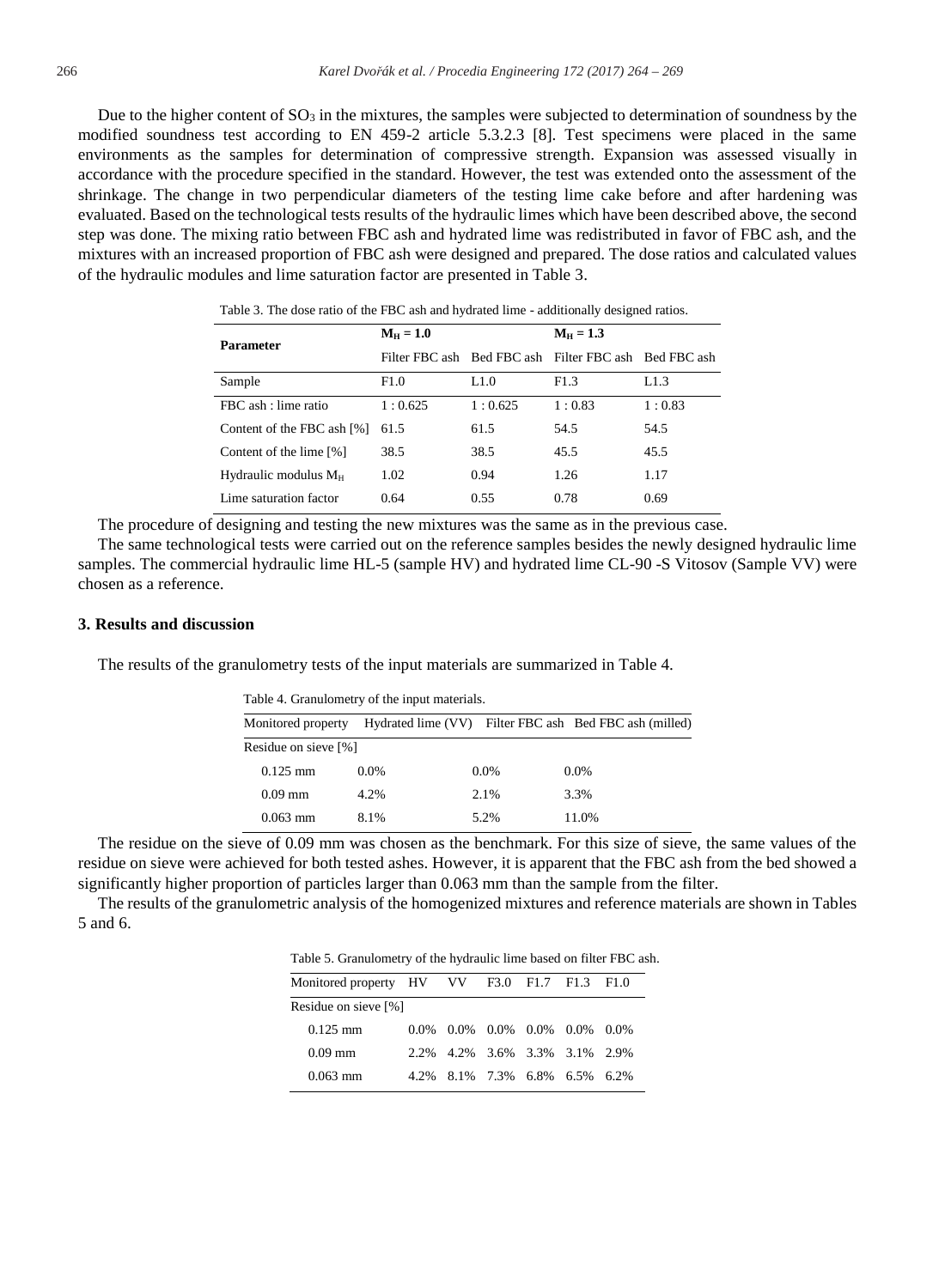Due to the higher content of $SO_3$ in the mixtures, the samples were subjected to determination of soundness by the modified soundness test according to EN 459-2 article 5.3.2.3 [8]. Test specimens were placed in the same environments as the samples for determination of compressive strength. Expansion was assessed visually in accordance with the procedure specified in the standard. However, the test was extended onto the assessment of the shrinkage. The change in two perpendicular diameters of the testing lime cake before and after hardening was evaluated. Based on the technological tests results of the hydraulic limes which have been described above, the second step was done. The mixing ratio between FBC ash and hydrated lime was redistributed in favor of FBC ash, and the mixtures with an increased proportion of FBC ash were designed and prepared. The dose ratios and calculated values of the hydraulic modules and lime saturation factor are presented in Table 3.

Table 3. The dose ratio of the FBC ash and hydrated lime - additionally designed ratios.

| Parameter | $M_H = 1.0$ | | $M_H = 1.3$ | |
|---|---|---|---|---|
| | Filter FBC ash | Bed FBC ash | Filter FBC ash | Bed FBC ash |
| Sample | F1.0 | L1.0 | F1.3 | L1.3 |
| FBC ash : lime ratio | 1 : 0.625 | 1 : 0.625 | 1 : 0.83 | 1 : 0.83 |
| Content of the FBC ash [%] | 61.5 | 61.5 | 54.5 | 54.5 |
| Content of the lime [%] | 38.5 | 38.5 | 45.5 | 45.5 |
| Hydraulic modulus $M_H$ | 1.02 | 0.94 | 1.26 | 1.17 |
| Lime saturation factor | 0.64 | 0.55 | 0.78 | 0.69 |

The procedure of designing and testing the new mixtures was the same as in the previous case.

The same technological tests were carried out on the reference samples besides the newly designed hydraulic lime samples. The commercial hydraulic lime HL-5 (sample HV) and hydrated lime CL-90 -S Vitosov (Sample VV) were chosen as a reference.

## 3. Results and discussion

The results of the granulometry tests of the input materials are summarized in Table 4.

Table 4. Granulometry of the input materials.

| Monitored property | Hydrated lime (VV) | Filter FBC ash | Bed FBC ash (milled) |
|---|---|---|---|
| Residue on sieve [%] | | | |
| 0.125 mm | 0.0% | 0.0% | 0.0% |
| 0.09 mm | 4.2% | 2.1% | 3.3% |
| 0.063 mm | 8.1% | 5.2% | 11.0% |

The residue on the sieve of 0.09 mm was chosen as the benchmark. For this size of sieve, the same values of the residue on sieve were achieved for both tested ashes. However, it is apparent that the FBC ash from the bed showed a significantly higher proportion of particles larger than 0.063 mm than the sample from the filter.

The results of the granulometric analysis of the homogenized mixtures and reference materials are shown in Tables 5 and 6.

Table 5. Granulometry of the hydraulic lime based on filter FBC ash.

| Monitored property | HV | VV | F3.0 | F1.7 | F1.3 | F1.0 |
|---|---|---|---|---|---|---|
| Residue on sieve [%] | | | | | | |
| 0.125 mm | 0.0% | 0.0% | 0.0% | 0.0% | 0.0% | 0.0% |
| 0.09 mm | 2.2% | 4.2% | 3.6% | 3.3% | 3.1% | 2.9% |
| 0.063 mm | 4.2% | 8.1% | 7.3% | 6.8% | 6.5% | 6.2% |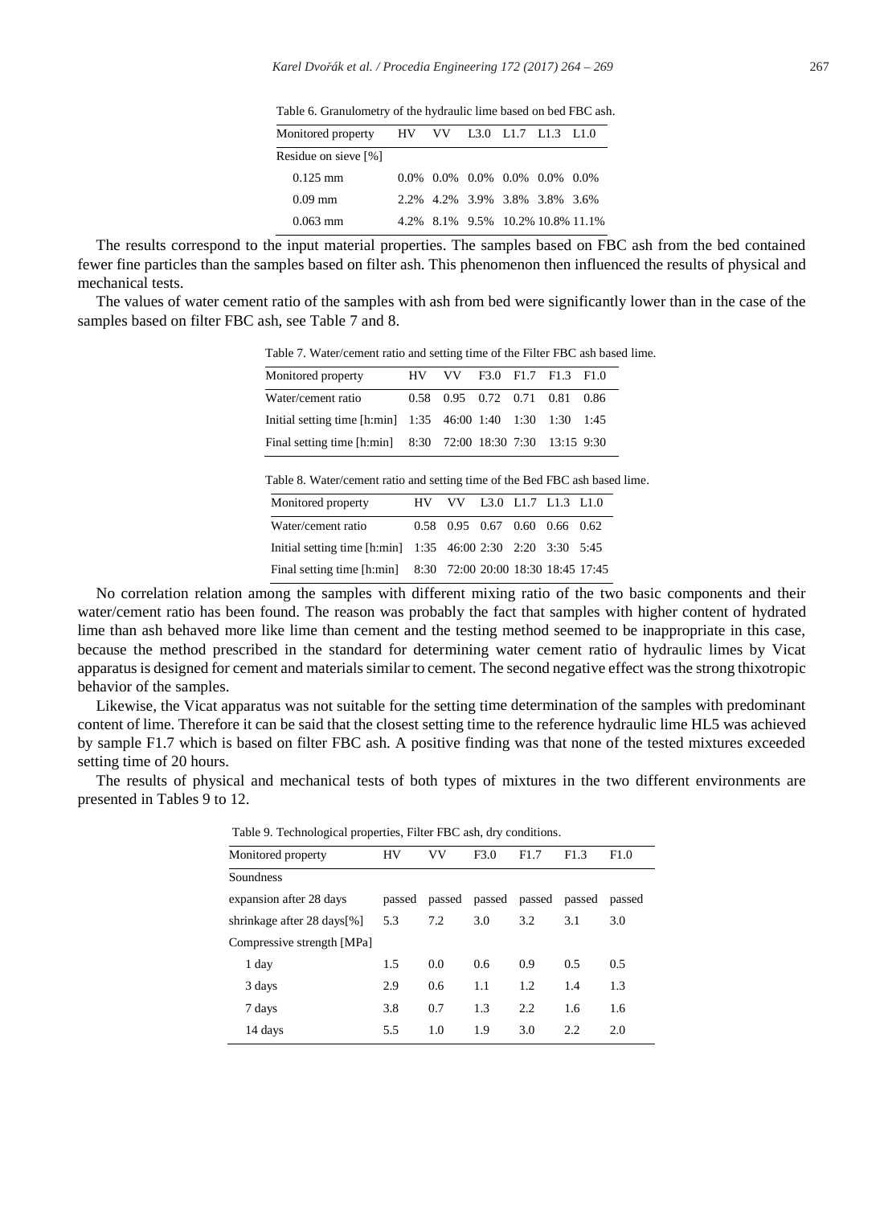Table 6. Granulometry of the hydraulic lime based on bed FBC ash.

| Monitored property | HV | VV | L3.0 | L1.7 | L1.3 | L1.0 |
|---|---|---|---|---|---|---|
| Residue on sieve [%] | | | | | | |
| 0.125 mm | 0.0% | 0.0% | 0.0% | 0.0% | 0.0% | 0.0% |
| 0.09 mm | 2.2% | 4.2% | 3.9% | 3.8% | 3.8% | 3.6% |
| 0.063 mm | 4.2% | 8.1% | 9.5% | 10.2% | 10.8% | 11.1% |

The results correspond to the input material properties. The samples based on FBC ash from the bed contained fewer fine particles than the samples based on filter ash. This phenomenon then influenced the results of physical and mechanical tests.

The values of water cement ratio of the samples with ash from bed were significantly lower than in the case of the samples based on filter FBC ash, see Table 7 and 8.

Table 7. Water/cement ratio and setting time of the Filter FBC ash based lime.

| Monitored property | HV | VV | F3.0 | F1.7 | F1.3 | F1.0 |
|---|---|---|---|---|---|---|
| Water/cement ratio | 0.58 | 0.95 | 0.72 | 0.71 | 0.81 | 0.86 |
| Initial setting time [h:min] | 1:35 | 46:00 | 1:40 | 1:30 | 1:30 | 1:45 |
| Final setting time [h:min] | 8:30 | 72:00 | 18:30 | 7:30 | 13:15 | 9:30 |

Table 8. Water/cement ratio and setting time of the Bed FBC ash based lime.

| Monitored property | HV | VV | L3.0 | L1.7 | L1.3 | L1.0 |
|---|---|---|---|---|---|---|
| Water/cement ratio | 0.58 | 0.95 | 0.67 | 0.60 | 0.66 | 0.62 |
| Initial setting time [h:min] | 1:35 | 46:00 | 2:30 | 2:20 | 3:30 | 5:45 |
| Final setting time [h:min] | 8:30 | 72:00 | 20:00 | 18:30 | 18:45 | 17:45 |

No correlation relation among the samples with different mixing ratio of the two basic components and their water/cement ratio has been found. The reason was probably the fact that samples with higher content of hydrated lime than ash behaved more like lime than cement and the testing method seemed to be inappropriate in this case, because the method prescribed in the standard for determining water cement ratio of hydraulic limes by Vicat apparatus is designed for cement and materials similar to cement. The second negative effect was the strong thixotropic behavior of the samples.

Likewise, the Vicat apparatus was not suitable for the setting time determination of the samples with predominant content of lime. Therefore it can be said that the closest setting time to the reference hydraulic lime HL5 was achieved by sample F1.7 which is based on filter FBC ash. A positive finding was that none of the tested mixtures exceeded setting time of 20 hours.

The results of physical and mechanical tests of both types of mixtures in the two different environments are presented in Tables 9 to 12.

Table 9. Technological properties, Filter FBC ash, dry conditions.

| Monitored property | HV | VV | F3.0 | F1.7 | F1.3 | F1.0 |
|---|---|---|---|---|---|---|
| Soundness | | | | | | |
| expansion after 28 days | passed | passed | passed | passed | passed | passed |
| shrinkage after 28 days[%] | 5.3 | 7.2 | 3.0 | 3.2 | 3.1 | 3.0 |
| Compressive strength [MPa] | | | | | | |
| 1 day | 1.5 | 0.0 | 0.6 | 0.9 | 0.5 | 0.5 |
| 3 days | 2.9 | 0.6 | 1.1 | 1.2 | 1.4 | 1.3 |
| 7 days | 3.8 | 0.7 | 1.3 | 2.2 | 1.6 | 1.6 |
| 14 days | 5.5 | 1.0 | 1.9 | 3.0 | 2.2 | 2.0 |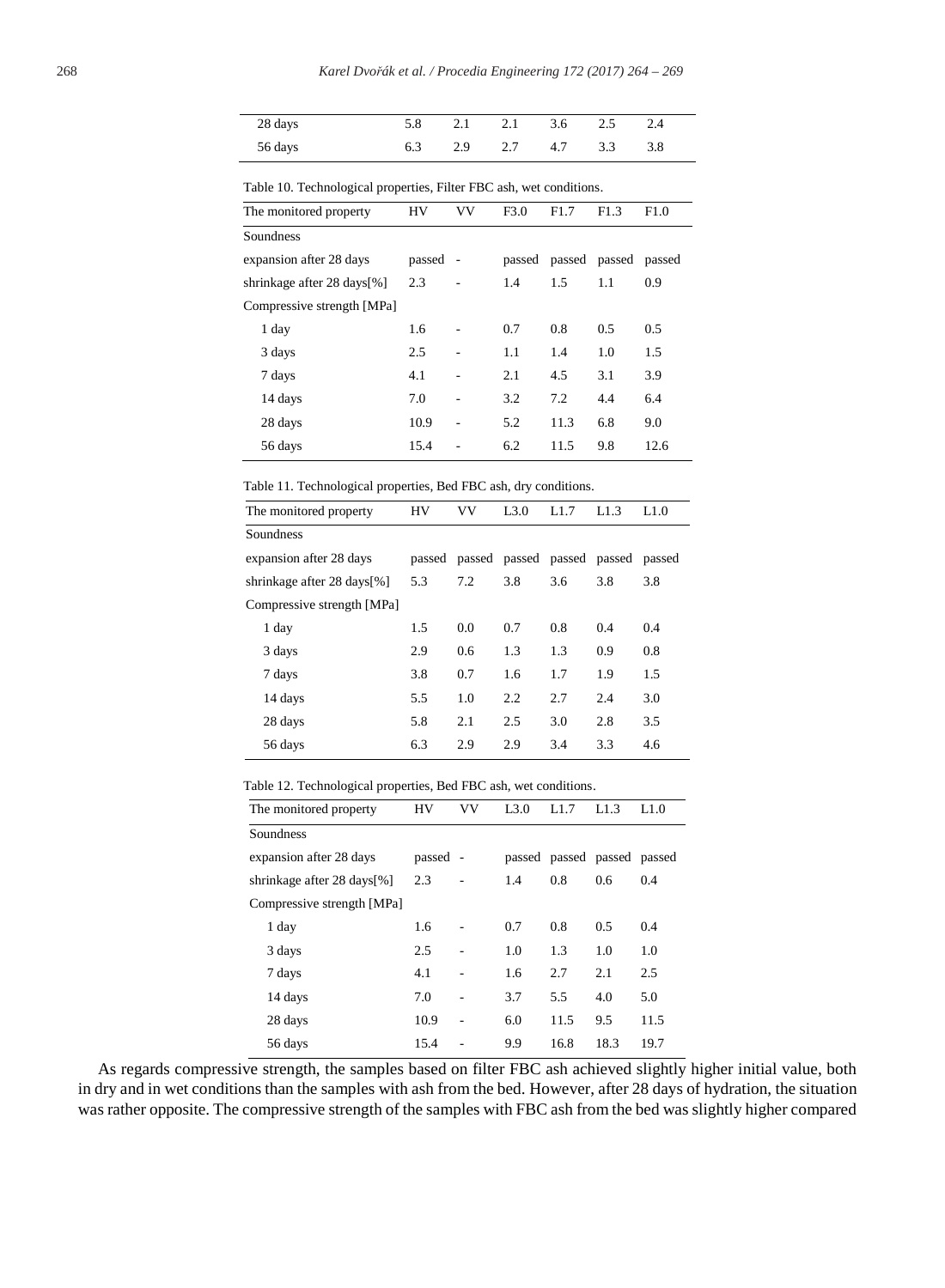| | | | | | | |
|---|---|---|---|---|---|---|
| 28 days | 5.8 | 2.1 | 2.1 | 3.6 | 2.5 | 2.4 |
| 56 days | 6.3 | 2.9 | 2.7 | 4.7 | 3.3 | 3.8 |

Table 10. Technological properties, Filter FBC ash, wet conditions.

| The monitored property | HV | VV | F3.0 | F1.7 | F1.3 | F1.0 |
|---|---|---|---|---|---|---|
| Soundness | | | | | | |
| expansion after 28 days | passed | - | passed | passed | passed | passed |
| shrinkage after 28 days[%] | 2.3 | - | 1.4 | 1.5 | 1.1 | 0.9 |
| Compressive strength [MPa] | | | | | | |
| 1 day | 1.6 | - | 0.7 | 0.8 | 0.5 | 0.5 |
| 3 days | 2.5 | - | 1.1 | 1.4 | 1.0 | 1.5 |
| 7 days | 4.1 | - | 2.1 | 4.5 | 3.1 | 3.9 |
| 14 days | 7.0 | - | 3.2 | 7.2 | 4.4 | 6.4 |
| 28 days | 10.9 | - | 5.2 | 11.3 | 6.8 | 9.0 |
| 56 days | 15.4 | - | 6.2 | 11.5 | 9.8 | 12.6 |

Table 11. Technological properties, Bed FBC ash, dry conditions.

| The monitored property | HV | VV | L3.0 | L1.7 | L1.3 | L1.0 |
|---|---|---|---|---|---|---|
| Soundness | | | | | | |
| expansion after 28 days | passed | passed | passed | passed | passed | passed |
| shrinkage after 28 days[%] | 5.3 | 7.2 | 3.8 | 3.6 | 3.8 | 3.8 |
| Compressive strength [MPa] | | | | | | |
| 1 day | 1.5 | 0.0 | 0.7 | 0.8 | 0.4 | 0.4 |
| 3 days | 2.9 | 0.6 | 1.3 | 1.3 | 0.9 | 0.8 |
| 7 days | 3.8 | 0.7 | 1.6 | 1.7 | 1.9 | 1.5 |
| 14 days | 5.5 | 1.0 | 2.2 | 2.7 | 2.4 | 3.0 |
| 28 days | 5.8 | 2.1 | 2.5 | 3.0 | 2.8 | 3.5 |
| 56 days | 6.3 | 2.9 | 2.9 | 3.4 | 3.3 | 4.6 |

Table 12. Technological properties, Bed FBC ash, wet conditions.

| The monitored property | HV | VV | L3.0 | L1.7 | L1.3 | L1.0 |
|---|---|---|---|---|---|---|
| Soundness | | | | | | |
| expansion after 28 days | passed | - | passed | passed | passed | passed |
| shrinkage after 28 days[%] | 2.3 | - | 1.4 | 0.8 | 0.6 | 0.4 |
| Compressive strength [MPa] | | | | | | |
| 1 day | 1.6 | - | 0.7 | 0.8 | 0.5 | 0.4 |
| 3 days | 2.5 | - | 1.0 | 1.3 | 1.0 | 1.0 |
| 7 days | 4.1 | - | 1.6 | 2.7 | 2.1 | 2.5 |
| 14 days | 7.0 | - | 3.7 | 5.5 | 4.0 | 5.0 |
| 28 days | 10.9 | - | 6.0 | 11.5 | 9.5 | 11.5 |
| 56 days | 15.4 | - | 9.9 | 16.8 | 18.3 | 19.7 |

As regards compressive strength, the samples based on filter FBC ash achieved slightly higher initial value, both in dry and in wet conditions than the samples with ash from the bed. However, after 28 days of hydration, the situation was rather opposite. The compressive strength of the samples with FBC ash from the bed was slightly higher compared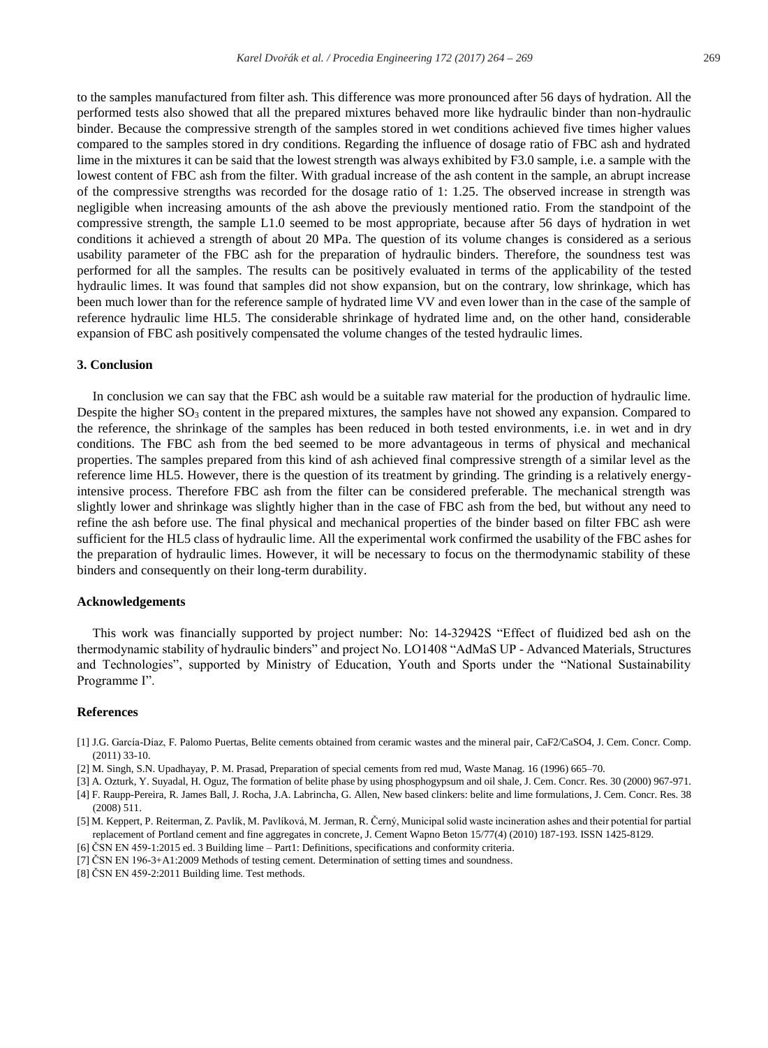to the samples manufactured from filter ash. This difference was more pronounced after 56 days of hydration. All the performed tests also showed that all the prepared mixtures behaved more like hydraulic binder than non-hydraulic binder. Because the compressive strength of the samples stored in wet conditions achieved five times higher values compared to the samples stored in dry conditions. Regarding the influence of dosage ratio of FBC ash and hydrated lime in the mixtures it can be said that the lowest strength was always exhibited by F3.0 sample, i.e. a sample with the lowest content of FBC ash from the filter. With gradual increase of the ash content in the sample, an abrupt increase of the compressive strengths was recorded for the dosage ratio of 1: 1.25. The observed increase in strength was negligible when increasing amounts of the ash above the previously mentioned ratio. From the standpoint of the compressive strength, the sample L1.0 seemed to be most appropriate, because after 56 days of hydration in wet conditions it achieved a strength of about 20 MPa. The question of its volume changes is considered as a serious usability parameter of the FBC ash for the preparation of hydraulic binders. Therefore, the soundness test was performed for all the samples. The results can be positively evaluated in terms of the applicability of the tested hydraulic limes. It was found that samples did not show expansion, but on the contrary, low shrinkage, which has been much lower than for the reference sample of hydrated lime VV and even lower than in the case of the sample of reference hydraulic lime HL5. The considerable shrinkage of hydrated lime and, on the other hand, considerable expansion of FBC ash positively compensated the volume changes of the tested hydraulic limes.

### 3. Conclusion

In conclusion we can say that the FBC ash would be a suitable raw material for the production of hydraulic lime. Despite the higher $SO_3$ content in the prepared mixtures, the samples have not showed any expansion. Compared to the reference, the shrinkage of the samples has been reduced in both tested environments, i.e. in wet and in dry conditions. The FBC ash from the bed seemed to be more advantageous in terms of physical and mechanical properties. The samples prepared from this kind of ash achieved final compressive strength of a similar level as the reference lime HL5. However, there is the question of its treatment by grinding. The grinding is a relatively energy-intensive process. Therefore FBC ash from the filter can be considered preferable. The mechanical strength was slightly lower and shrinkage was slightly higher than in the case of FBC ash from the bed, but without any need to refine the ash before use. The final physical and mechanical properties of the binder based on filter FBC ash were sufficient for the HL5 class of hydraulic lime. All the experimental work confirmed the usability of the FBC ashes for the preparation of hydraulic limes. However, it will be necessary to focus on the thermodynamic stability of these binders and consequently on their long-term durability.

### Acknowledgements

This work was financially supported by project number: No: 14-32942S "Effect of fluidized bed ash on the thermodynamic stability of hydraulic binders" and project No. LO1408 "AdMaS UP - Advanced Materials, Structures and Technologies", supported by Ministry of Education, Youth and Sports under the "National Sustainability Programme I".

### References

[1] J.G. García-Díaz, F. Palomo Puertas, Belite cements obtained from ceramic wastes and the mineral pair, CaF2/CaSO4, J. Cem. Concr. Comp. (2011) 33-10.

[2] M. Singh, S.N. Upadhayay, P. M. Prasad, Preparation of special cements from red mud, Waste Manag. 16 (1996) 665–70.

[3] A. Ozturk, Y. Suyadal, H. Oguz, The formation of belite phase by using phosphogypsum and oil shale, J. Cem. Concr. Res. 30 (2000) 967-971.

[4] F. Raupp-Pereira, R. James Ball, J. Rocha, J.A. Labrincha, G. Allen, New based clinkers: belite and lime formulations, J. Cem. Concr. Res. 38 (2008) 511.

[5] M. Keppert, P. Reiterman, Z. Pavlík, M. Pavlíková, M. Jerman, R. Černý, Municipal solid waste incineration ashes and their potential for partial replacement of Portland cement and fine aggregates in concrete, J. Cement Wapno Beton 15/77(4) (2010) 187-193. ISSN 1425-8129.

[6] ČSN EN 459-1:2015 ed. 3 Building lime – Part1: Definitions, specifications and conformity criteria.

[7] ČSN EN 196-3+A1:2009 Methods of testing cement. Determination of setting times and soundness.

[8] ČSN EN 459-2:2011 Building lime. Test methods.